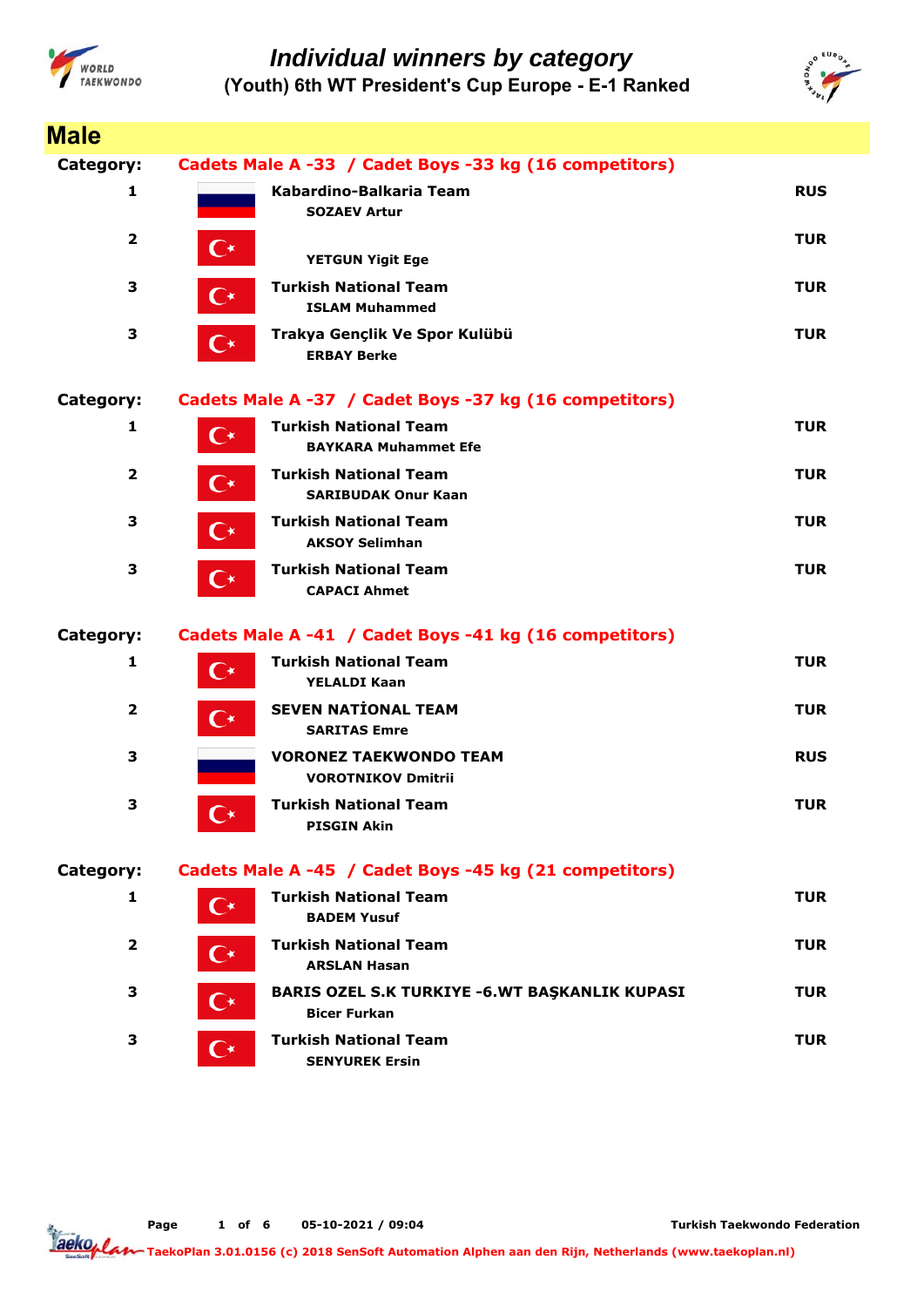# Individual winners by category

## (Youth) 6th WT President's Cup Europe - E-1 Ranked

## Male

**Category: Cadets Male A -33 / Cadet Boys -33 kg (16 competitors)**

| Rank | Team / Name | Country |
|---|---|---|
| 1 | **Kabardino-Balkaria Team**<br>SOZAEV Artur | RUS |
| 2 | YETGUN Yigit Ege | TUR |
| 3 | **Turkish National Team**<br>ISLAM Muhammed | TUR |
| 3 | **Trakya Gençlik Ve Spor Kulübü**<br>ERBAY Berke | TUR |

**Category: Cadets Male A -37 / Cadet Boys -37 kg (16 competitors)**

| Rank | Team / Name | Country |
|---|---|---|
| 1 | **Turkish National Team**<br>BAYKARA Muhammet Efe | TUR |
| 2 | **Turkish National Team**<br>SARIBUDAK Onur Kaan | TUR |
| 3 | **Turkish National Team**<br>AKSOY Selimhan | TUR |
| 3 | **Turkish National Team**<br>CAPACI Ahmet | TUR |

**Category: Cadets Male A -41 / Cadet Boys -41 kg (16 competitors)**

| Rank | Team / Name | Country |
|---|---|---|
| 1 | **Turkish National Team**<br>YELALDI Kaan | TUR |
| 2 | **SEVEN NATİONAL TEAM**<br>SARITAS Emre | TUR |
| 3 | **VORONEZ TAEKWONDO TEAM**<br>VOROTNIKOV Dmitrii | RUS |
| 3 | **Turkish National Team**<br>PISGIN Akin | TUR |

**Category: Cadets Male A -45 / Cadet Boys -45 kg (21 competitors)**

| Rank | Team / Name | Country |
|---|---|---|
| 1 | **Turkish National Team**<br>BADEM Yusuf | TUR |
| 2 | **Turkish National Team**<br>ARSLAN Hasan | TUR |
| 3 | **BARIS OZEL S.K TURKIYE -6.WT BAŞKANLIK KUPASI**<br>Bicer Furkan | TUR |
| 3 | **Turkish National Team**<br>SENYUREK Ersin | TUR |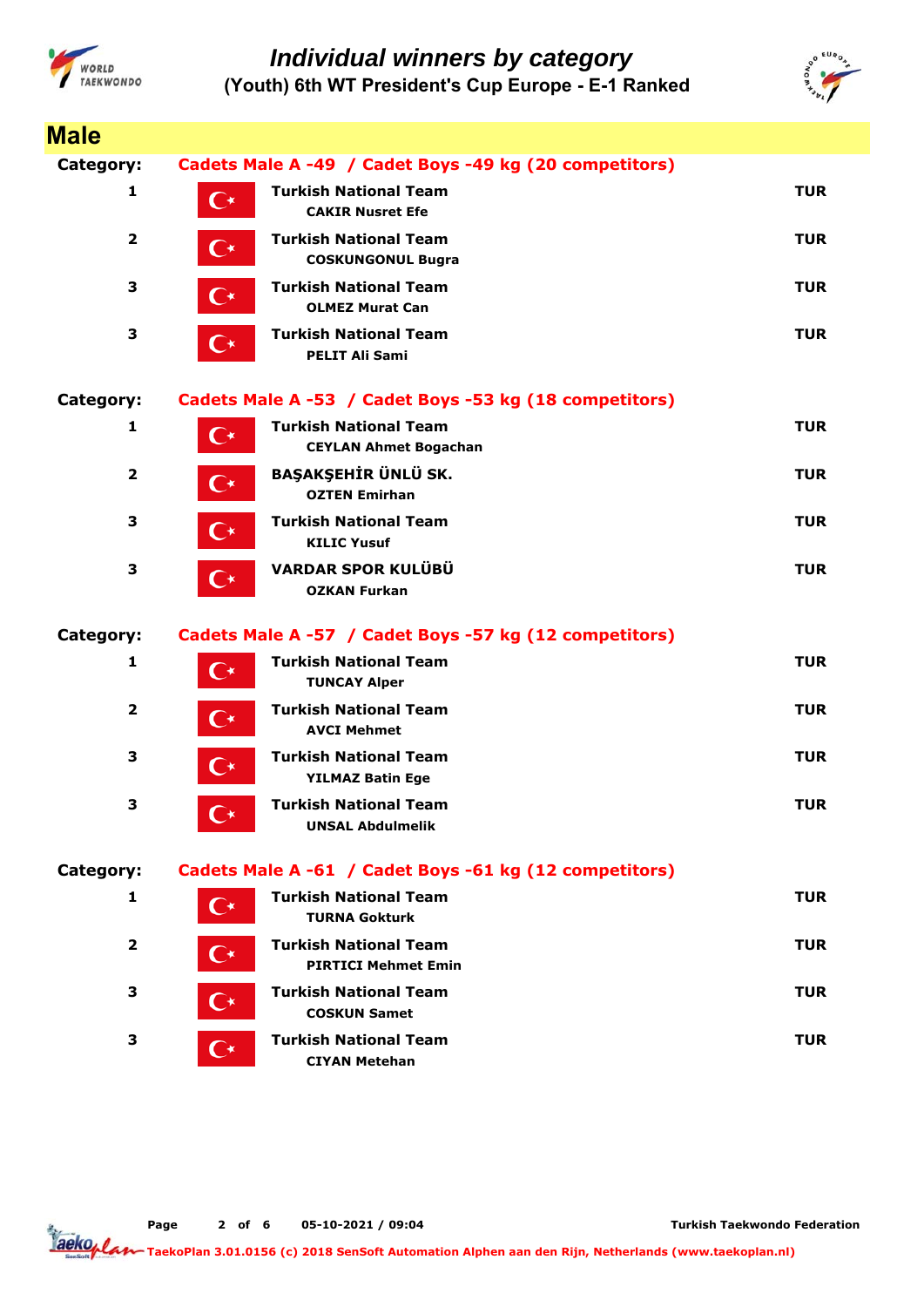# Individual winners by category

## (Youth) 6th WT President's Cup Europe - E-1 Ranked

## Male

**Category: Cadets Male A -49 / Cadet Boys -49 kg (20 competitors)**

| Rank | Team / Athlete | Country |
|---|---|---|
| 1 | **Turkish National Team**<br>CAKIR Nusret Efe | TUR |
| 2 | **Turkish National Team**<br>COSKUNGONUL Bugra | TUR |
| 3 | **Turkish National Team**<br>OLMEZ Murat Can | TUR |
| 3 | **Turkish National Team**<br>PELIT Ali Sami | TUR |

**Category: Cadets Male A -53 / Cadet Boys -53 kg (18 competitors)**

| Rank | Team / Athlete | Country |
|---|---|---|
| 1 | **Turkish National Team**<br>CEYLAN Ahmet Bogachan | TUR |
| 2 | **BAŞAKŞEHİR ÜNLÜ SK.**<br>OZTEN Emirhan | TUR |
| 3 | **Turkish National Team**<br>KILIC Yusuf | TUR |
| 3 | **VARDAR SPOR KULÜBÜ**<br>OZKAN Furkan | TUR |

**Category: Cadets Male A -57 / Cadet Boys -57 kg (12 competitors)**

| Rank | Team / Athlete | Country |
|---|---|---|
| 1 | **Turkish National Team**<br>TUNCAY Alper | TUR |
| 2 | **Turkish National Team**<br>AVCI Mehmet | TUR |
| 3 | **Turkish National Team**<br>YILMAZ Batin Ege | TUR |
| 3 | **Turkish National Team**<br>UNSAL Abdulmelik | TUR |

**Category: Cadets Male A -61 / Cadet Boys -61 kg (12 competitors)**

| Rank | Team / Athlete | Country |
|---|---|---|
| 1 | **Turkish National Team**<br>TURNA Gokturk | TUR |
| 2 | **Turkish National Team**<br>PIRTICI Mehmet Emin | TUR |
| 3 | **Turkish National Team**<br>COSKUN Samet | TUR |
| 3 | **Turkish National Team**<br>CIYAN Metehan | TUR |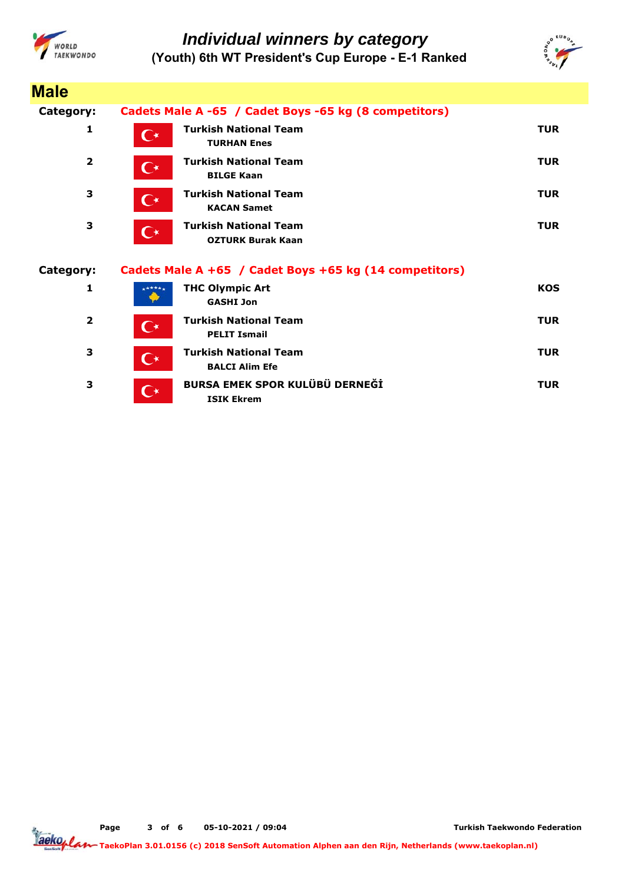# Individual winners by category

## (Youth) 6th WT President's Cup Europe - E-1 Ranked

## Male

**Category: Cadets Male A -65 / Cadet Boys -65 kg (8 competitors)**

| Rank | Team / Athlete | Country |
|---|---|---|
| 1 | **Turkish National Team** TURHAN Enes | TUR |
| 2 | **Turkish National Team** BILGE Kaan | TUR |
| 3 | **Turkish National Team** KACAN Samet | TUR |
| 3 | **Turkish National Team** OZTURK Burak Kaan | TUR |

**Category: Cadets Male A +65 / Cadet Boys +65 kg (14 competitors)**

| Rank | Team / Athlete | Country |
|---|---|---|
| 1 | **THC Olympic Art** GASHI Jon | KOS |
| 2 | **Turkish National Team** PELIT Ismail | TUR |
| 3 | **Turkish National Team** BALCI Alim Efe | TUR |
| 3 | **BURSA EMEK SPOR KULÜBÜ DERNEĞİ** ISIK Ekrem | TUR |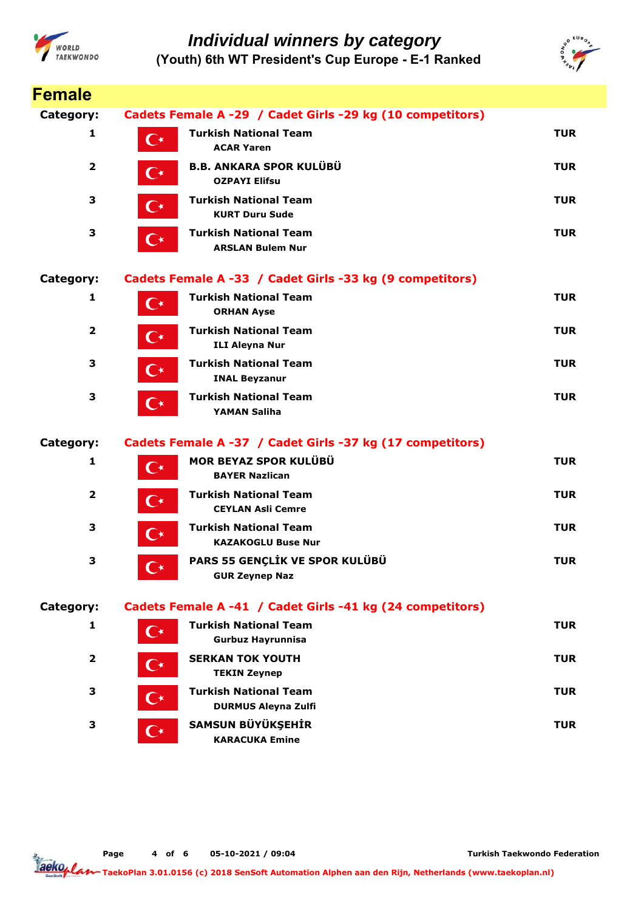# Individual winners by category

## (Youth) 6th WT President's Cup Europe - E-1 Ranked

## Female

### Category: Cadets Female A -29 / Cadet Girls -29 kg (10 competitors)

| Place | Team / Name | Country |
|---|---|---|
| 1 | **Turkish National Team**<br>ACAR Yaren | TUR |
| 2 | **B.B. ANKARA SPOR KULÜBÜ**<br>OZPAYI Elifsu | TUR |
| 3 | **Turkish National Team**<br>KURT Duru Sude | TUR |
| 3 | **Turkish National Team**<br>ARSLAN Bulem Nur | TUR |

### Category: Cadets Female A -33 / Cadet Girls -33 kg (9 competitors)

| Place | Team / Name | Country |
|---|---|---|
| 1 | **Turkish National Team**<br>ORHAN Ayse | TUR |
| 2 | **Turkish National Team**<br>ILI Aleyna Nur | TUR |
| 3 | **Turkish National Team**<br>INAL Beyzanur | TUR |
| 3 | **Turkish National Team**<br>YAMAN Saliha | TUR |

### Category: Cadets Female A -37 / Cadet Girls -37 kg (17 competitors)

| Place | Team / Name | Country |
|---|---|---|
| 1 | **MOR BEYAZ SPOR KULÜBÜ**<br>BAYER Nazlican | TUR |
| 2 | **Turkish National Team**<br>CEYLAN Asli Cemre | TUR |
| 3 | **Turkish National Team**<br>KAZAKOGLU Buse Nur | TUR |
| 3 | **PARS 55 GENÇLİK VE SPOR KULÜBÜ**<br>GUR Zeynep Naz | TUR |

### Category: Cadets Female A -41 / Cadet Girls -41 kg (24 competitors)

| Place | Team / Name | Country |
|---|---|---|
| 1 | **Turkish National Team**<br>Gurbuz Hayrunnisa | TUR |
| 2 | **SERKAN TOK YOUTH**<br>TEKIN Zeynep | TUR |
| 3 | **Turkish National Team**<br>DURMUS Aleyna Zulfi | TUR |
| 3 | **SAMSUN BÜYÜKŞEHİR**<br>KARACUKA Emine | TUR |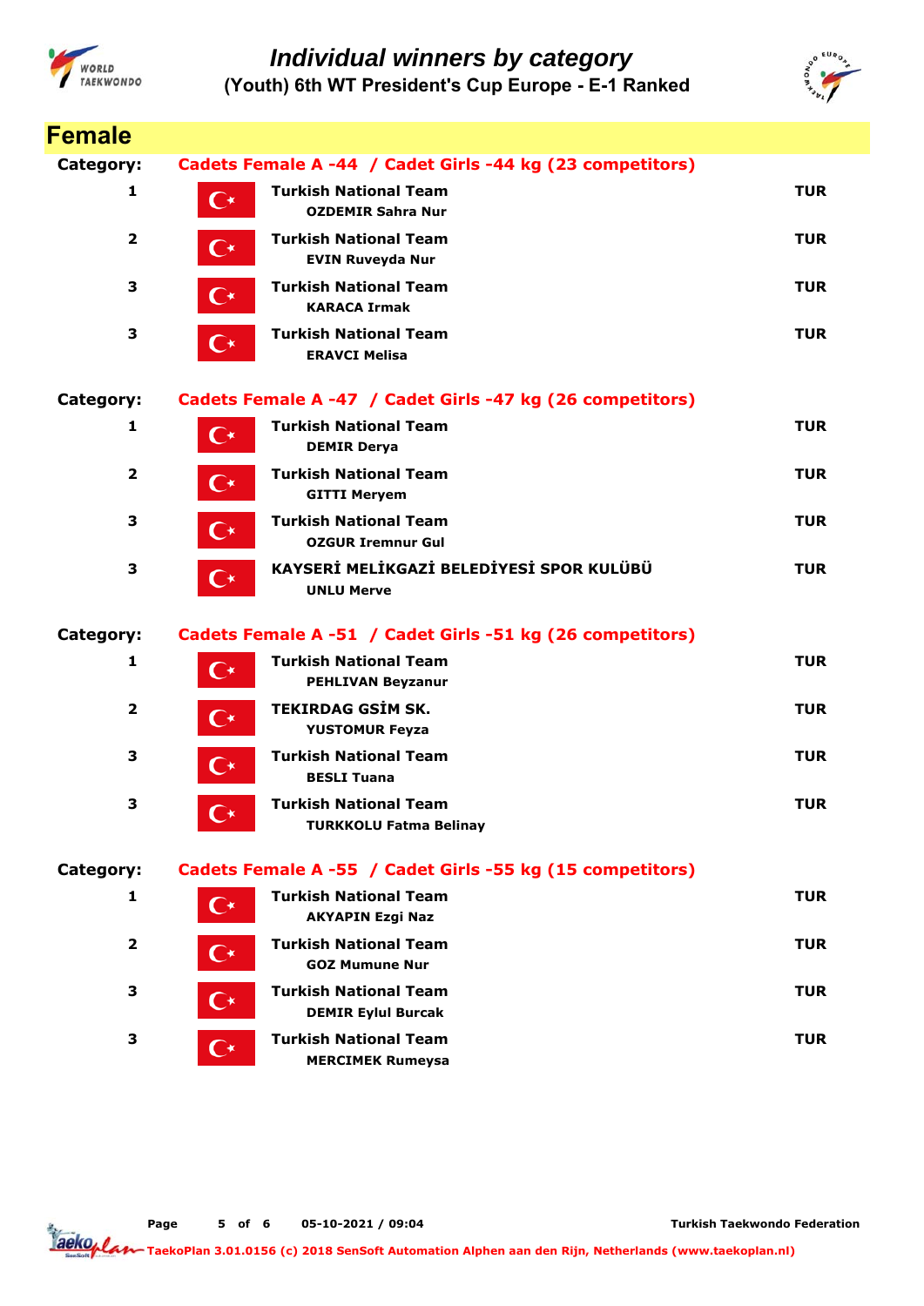# Individual winners by category

## (Youth) 6th WT President's Cup Europe - E-1 Ranked

## Female

**Category:** Cadets Female A -44 / Cadet Girls -44 kg (23 competitors)

| Place | Team / Athlete | Country |
|---|---|---|
| 1 | **Turkish National Team**<br>OZDEMIR Sahra Nur | TUR |
| 2 | **Turkish National Team**<br>EVIN Ruveyda Nur | TUR |
| 3 | **Turkish National Team**<br>KARACA Irmak | TUR |
| 3 | **Turkish National Team**<br>ERAVCI Melisa | TUR |

**Category:** Cadets Female A -47 / Cadet Girls -47 kg (26 competitors)

| Place | Team / Athlete | Country |
|---|---|---|
| 1 | **Turkish National Team**<br>DEMIR Derya | TUR |
| 2 | **Turkish National Team**<br>GITTI Meryem | TUR |
| 3 | **Turkish National Team**<br>OZGUR Iremnur Gul | TUR |
| 3 | **KAYSERİ MELİKGAZİ BELEDİYESİ SPOR KULÜBÜ**<br>UNLU Merve | TUR |

**Category:** Cadets Female A -51 / Cadet Girls -51 kg (26 competitors)

| Place | Team / Athlete | Country |
|---|---|---|
| 1 | **Turkish National Team**<br>PEHLIVAN Beyzanur | TUR |
| 2 | **TEKIRDAG GSİM SK.**<br>YUSTOMUR Feyza | TUR |
| 3 | **Turkish National Team**<br>BESLI Tuana | TUR |
| 3 | **Turkish National Team**<br>TURKKOLU Fatma Belinay | TUR |

**Category:** Cadets Female A -55 / Cadet Girls -55 kg (15 competitors)

| Place | Team / Athlete | Country |
|---|---|---|
| 1 | **Turkish National Team**<br>AKYAPIN Ezgi Naz | TUR |
| 2 | **Turkish National Team**<br>GOZ Mumune Nur | TUR |
| 3 | **Turkish National Team**<br>DEMIR Eylul Burcak | TUR |
| 3 | **Turkish National Team**<br>MERCIMEK Rumeysa | TUR |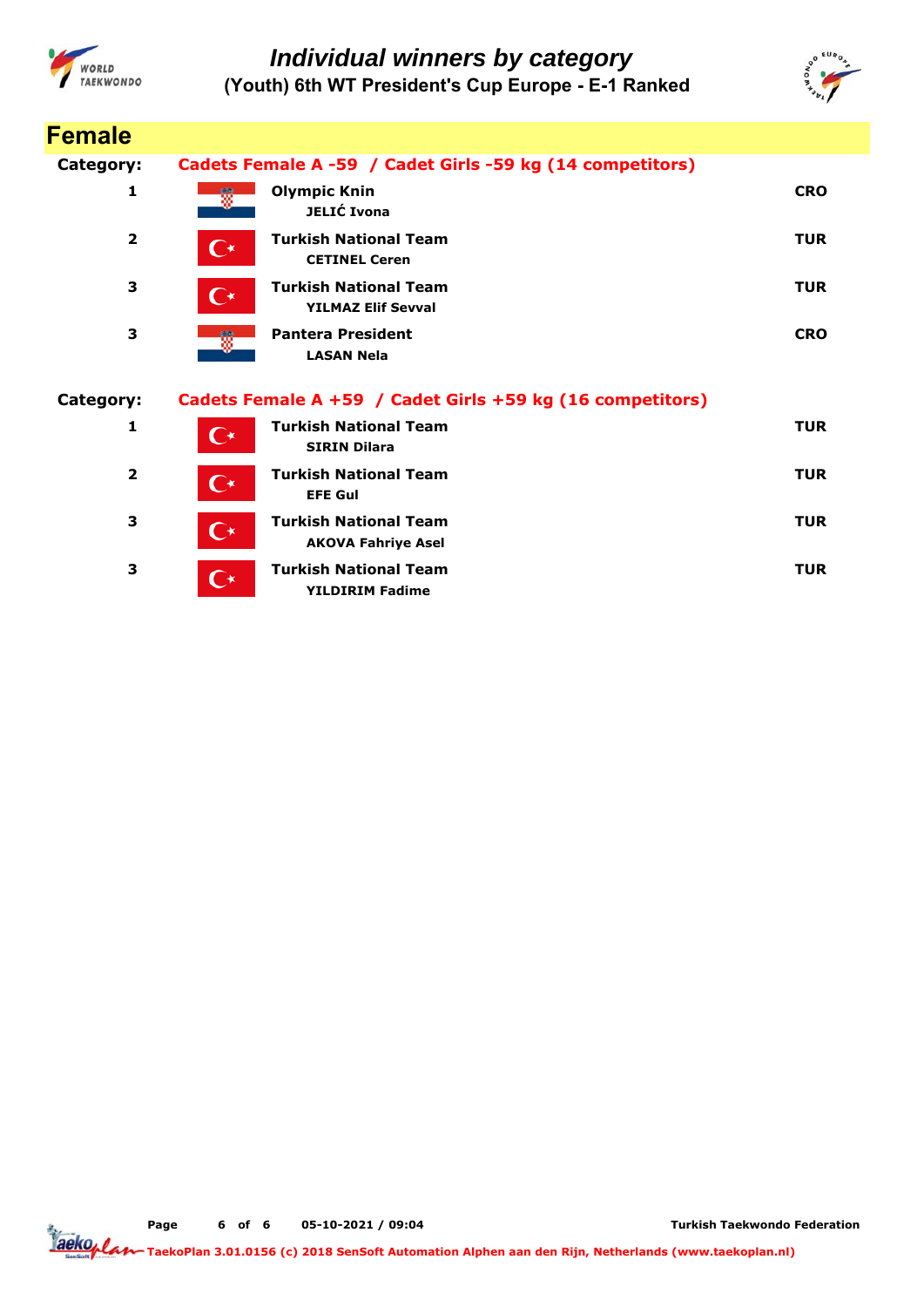# Individual winners by category

## (Youth) 6th WT President's Cup Europe - E-1 Ranked

## Female

**Category:** Cadets Female A -59 / Cadet Girls -59 kg (14 competitors)

| | | |
|---|---|---|
| 1 | **Olympic Knin** JELIĆ Ivona | CRO |
| 2 | **Turkish National Team** CETINEL Ceren | TUR |
| 3 | **Turkish National Team** YILMAZ Elif Sevval | TUR |
| 3 | **Pantera President** LASAN Nela | CRO |

**Category:** Cadets Female A +59 / Cadet Girls +59 kg (16 competitors)

| | | |
|---|---|---|
| 1 | **Turkish National Team** SIRIN Dilara | TUR |
| 2 | **Turkish National Team** EFE Gul | TUR |
| 3 | **Turkish National Team** AKOVA Fahriye Asel | TUR |
| 3 | **Turkish National Team** YILDIRIM Fadime | TUR |

05-10-2021 / 09:04 Turkish Taekwondo Federation

TaekoPlan 3.01.0156 (c) 2018 SenSoft Automation Alphen aan den Rijn, Netherlands (www.taekoplan.nl)